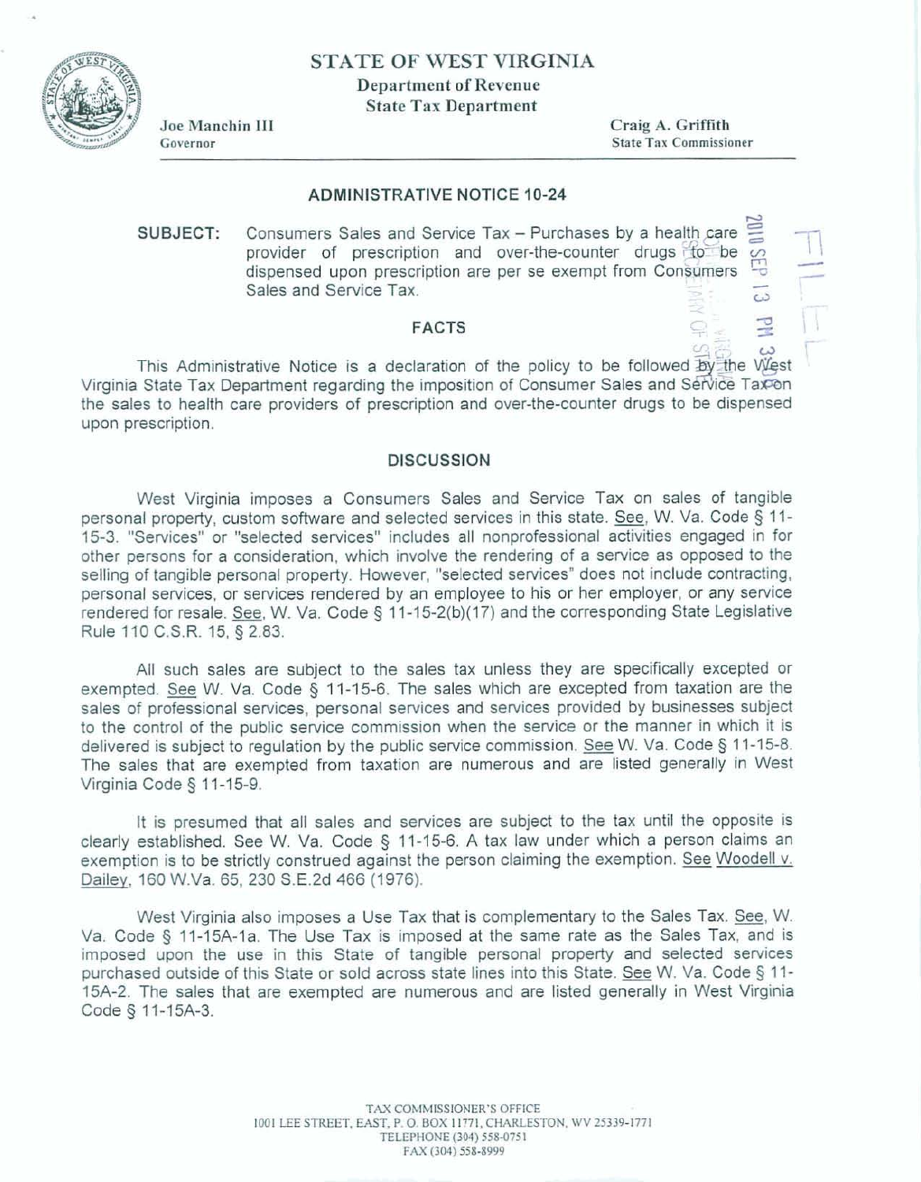# STATE OF WEST VIRGINIA

**Department of Revenue**
**State Tax Department**

Joe Manchin III
Governor

Craig A. Griffith
State Tax Commissioner

---

## ADMINISTRATIVE NOTICE 10-24

**SUBJECT:** Consumers Sales and Service Tax – Purchases by a health care provider of prescription and over-the-counter drugs to be dispensed upon prescription are per se exempt from Consumers Sales and Service Tax.

### FACTS

This Administrative Notice is a declaration of the policy to be followed by the West Virginia State Tax Department regarding the imposition of Consumer Sales and Service Tax on the sales to health care providers of prescription and over-the-counter drugs to be dispensed upon prescription.

### DISCUSSION

West Virginia imposes a Consumers Sales and Service Tax on sales of tangible personal property, custom software and selected services in this state. See, W. Va. Code § 11-15-3. "Services" or "selected services" includes all nonprofessional activities engaged in for other persons for a consideration, which involve the rendering of a service as opposed to the selling of tangible personal property. However, "selected services" does not include contracting, personal services, or services rendered by an employee to his or her employer, or any service rendered for resale. See, W. Va. Code § 11-15-2(b)(17) and the corresponding State Legislative Rule 110 C.S.R. 15, § 2.83.

All such sales are subject to the sales tax unless they are specifically excepted or exempted. See W. Va. Code § 11-15-6. The sales which are excepted from taxation are the sales of professional services, personal services and services provided by businesses subject to the control of the public service commission when the service or the manner in which it is delivered is subject to regulation by the public service commission. See W. Va. Code § 11-15-8. The sales that are exempted from taxation are numerous and are listed generally in West Virginia Code § 11-15-9.

It is presumed that all sales and services are subject to the tax until the opposite is clearly established. See W. Va. Code § 11-15-6. A tax law under which a person claims an exemption is to be strictly construed against the person claiming the exemption. See Woodell v. Dailey, 160 W.Va. 65, 230 S.E.2d 466 (1976).

West Virginia also imposes a Use Tax that is complementary to the Sales Tax. See, W. Va. Code § 11-15A-1a. The Use Tax is imposed at the same rate as the Sales Tax, and is imposed upon the use in this State of tangible personal property and selected services purchased outside of this State or sold across state lines into this State. See W. Va. Code § 11-15A-2. The sales that are exempted are numerous and are listed generally in West Virginia Code § 11-15A-3.

TAX COMMISSIONER'S OFFICE
1001 LEE STREET, EAST, P. O. BOX 11771, CHARLESTON, WV 25339-1771
TELEPHONE (304) 558-0751
FAX (304) 558-8999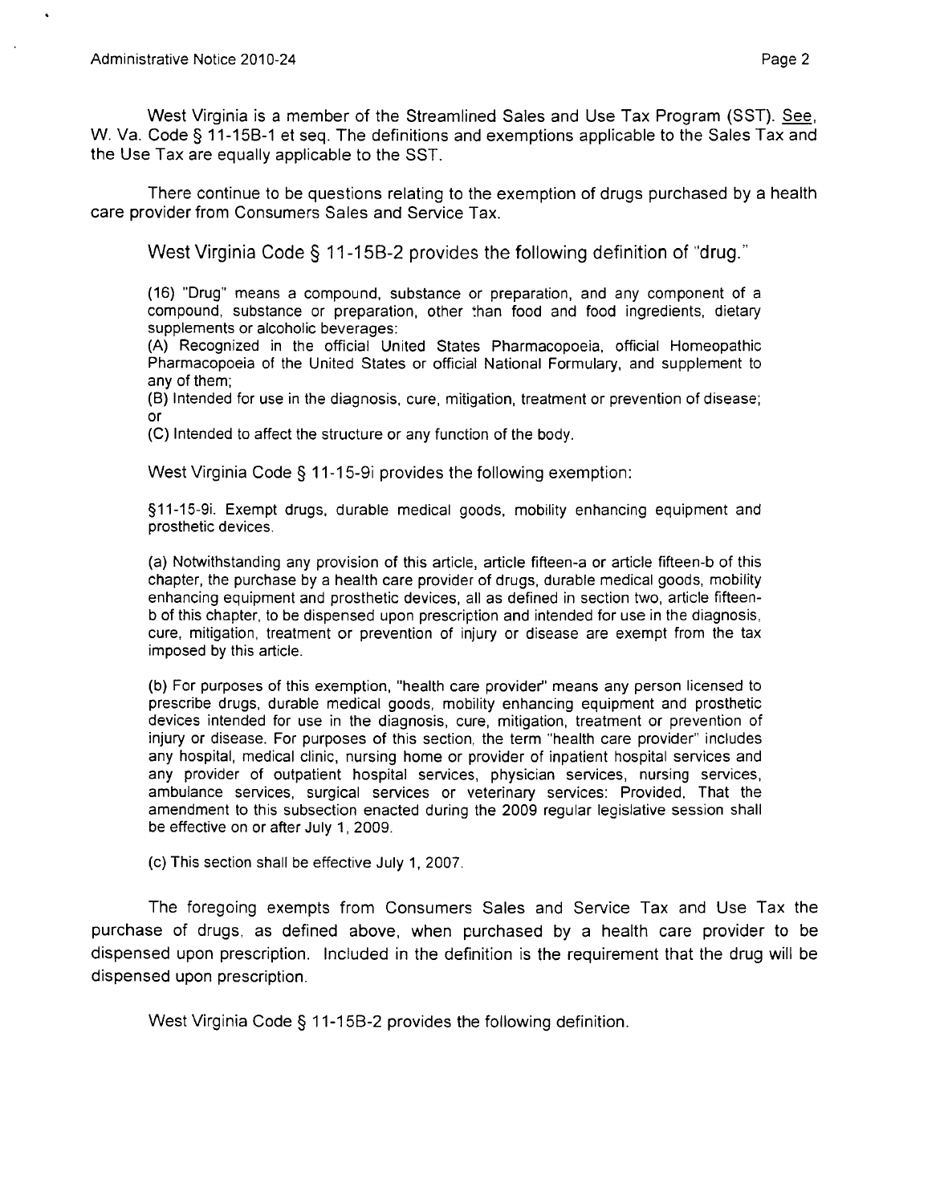West Virginia is a member of the Streamlined Sales and Use Tax Program (SST). See, W. Va. Code § 11-15B-1 et seq. The definitions and exemptions applicable to the Sales Tax and the Use Tax are equally applicable to the SST.

There continue to be questions relating to the exemption of drugs purchased by a health care provider from Consumers Sales and Service Tax.

West Virginia Code § 11-15B-2 provides the following definition of "drug."

> (16) "Drug" means a compound, substance or preparation, and any component of a compound, substance or preparation, other than food and food ingredients, dietary supplements or alcoholic beverages:
> (A) Recognized in the official United States Pharmacopoeia, official Homeopathic Pharmacopoeia of the United States or official National Formulary, and supplement to any of them;
> (B) Intended for use in the diagnosis, cure, mitigation, treatment or prevention of disease; or
> (C) Intended to affect the structure or any function of the body.

West Virginia Code § 11-15-9i provides the following exemption:

> §11-15-9i. Exempt drugs, durable medical goods, mobility enhancing equipment and prosthetic devices.
>
> (a) Notwithstanding any provision of this article, article fifteen-a or article fifteen-b of this chapter, the purchase by a health care provider of drugs, durable medical goods, mobility enhancing equipment and prosthetic devices, all as defined in section two, article fifteen-b of this chapter, to be dispensed upon prescription and intended for use in the diagnosis, cure, mitigation, treatment or prevention of injury or disease are exempt from the tax imposed by this article.
>
> (b) For purposes of this exemption, "health care provider" means any person licensed to prescribe drugs, durable medical goods, mobility enhancing equipment and prosthetic devices intended for use in the diagnosis, cure, mitigation, treatment or prevention of injury or disease. For purposes of this section, the term "health care provider" includes any hospital, medical clinic, nursing home or provider of inpatient hospital services and any provider of outpatient hospital services, physician services, nursing services, ambulance services, surgical services or veterinary services: Provided, That the amendment to this subsection enacted during the 2009 regular legislative session shall be effective on or after July 1, 2009.
>
> (c) This section shall be effective July 1, 2007.

The foregoing exempts from Consumers Sales and Service Tax and Use Tax the purchase of drugs, as defined above, when purchased by a health care provider to be dispensed upon prescription. Included in the definition is the requirement that the drug will be dispensed upon prescription.

West Virginia Code § 11-15B-2 provides the following definition.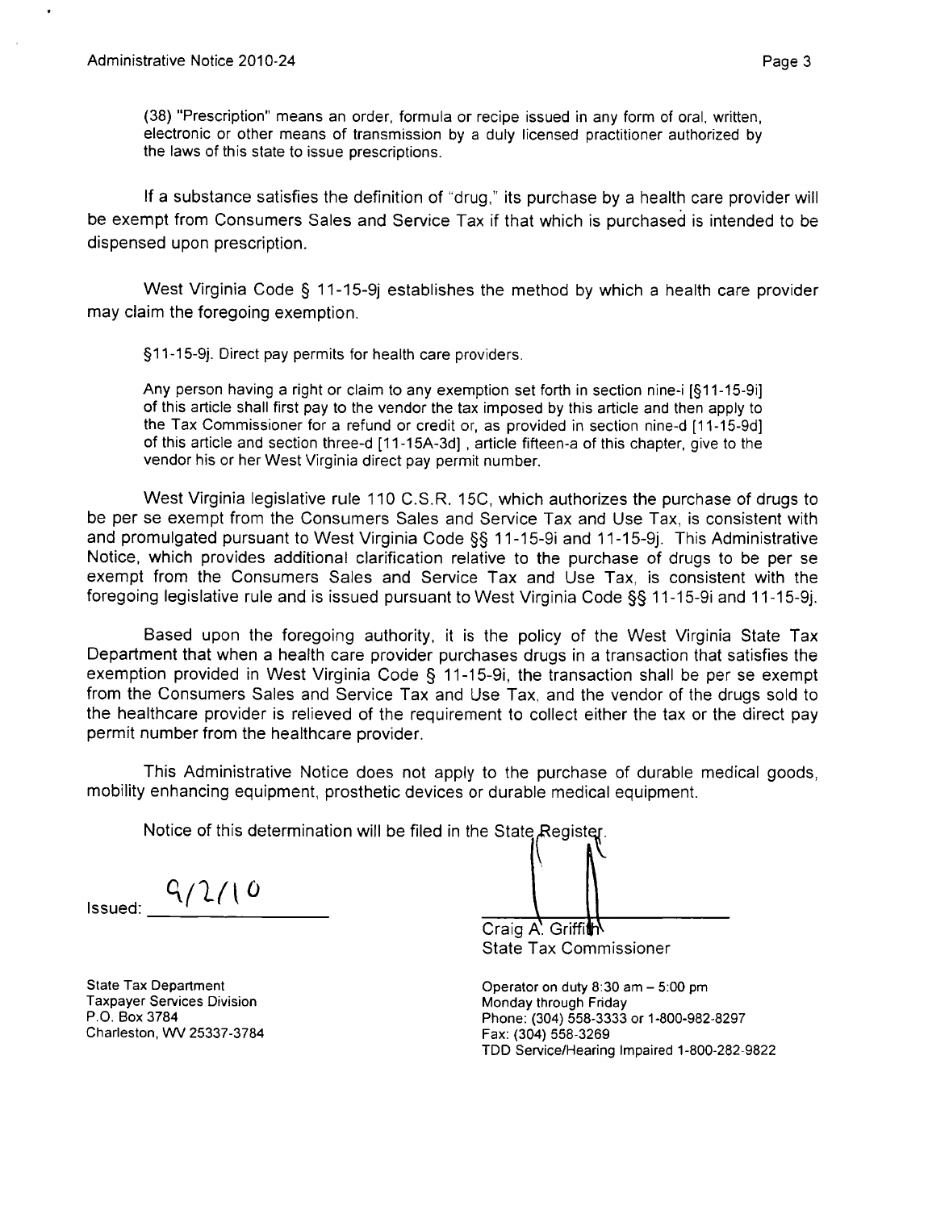(38) "Prescription" means an order, formula or recipe issued in any form of oral, written, electronic or other means of transmission by a duly licensed practitioner authorized by the laws of this state to issue prescriptions.

If a substance satisfies the definition of "drug," its purchase by a health care provider will be exempt from Consumers Sales and Service Tax if that which is purchased is intended to be dispensed upon prescription.

West Virginia Code § 11-15-9j establishes the method by which a health care provider may claim the foregoing exemption.

§11-15-9j. Direct pay permits for health care providers.

Any person having a right or claim to any exemption set forth in section nine-i [§11-15-9i] of this article shall first pay to the vendor the tax imposed by this article and then apply to the Tax Commissioner for a refund or credit or, as provided in section nine-d [11-15-9d] of this article and section three-d [11-15A-3d] , article fifteen-a of this chapter, give to the vendor his or her West Virginia direct pay permit number.

West Virginia legislative rule 110 C.S.R. 15C, which authorizes the purchase of drugs to be per se exempt from the Consumers Sales and Service Tax and Use Tax, is consistent with and promulgated pursuant to West Virginia Code §§ 11-15-9i and 11-15-9j. This Administrative Notice, which provides additional clarification relative to the purchase of drugs to be per se exempt from the Consumers Sales and Service Tax and Use Tax, is consistent with the foregoing legislative rule and is issued pursuant to West Virginia Code §§ 11-15-9i and 11-15-9j.

Based upon the foregoing authority, it is the policy of the West Virginia State Tax Department that when a health care provider purchases drugs in a transaction that satisfies the exemption provided in West Virginia Code § 11-15-9i, the transaction shall be per se exempt from the Consumers Sales and Service Tax and Use Tax, and the vendor of the drugs sold to the healthcare provider is relieved of the requirement to collect either the tax or the direct pay permit number from the healthcare provider.

This Administrative Notice does not apply to the purchase of durable medical goods, mobility enhancing equipment, prosthetic devices or durable medical equipment.

Notice of this determination will be filed in the State Register.

Issued: 9/2/10

Craig A. Griffith
State Tax Commissioner

State Tax Department
Taxpayer Services Division
P.O. Box 3784
Charleston, WV 25337-3784

Operator on duty 8:30 am – 5:00 pm
Monday through Friday
Phone: (304) 558-3333 or 1-800-982-8297
Fax: (304) 558-3269
TDD Service/Hearing Impaired 1-800-282-9822